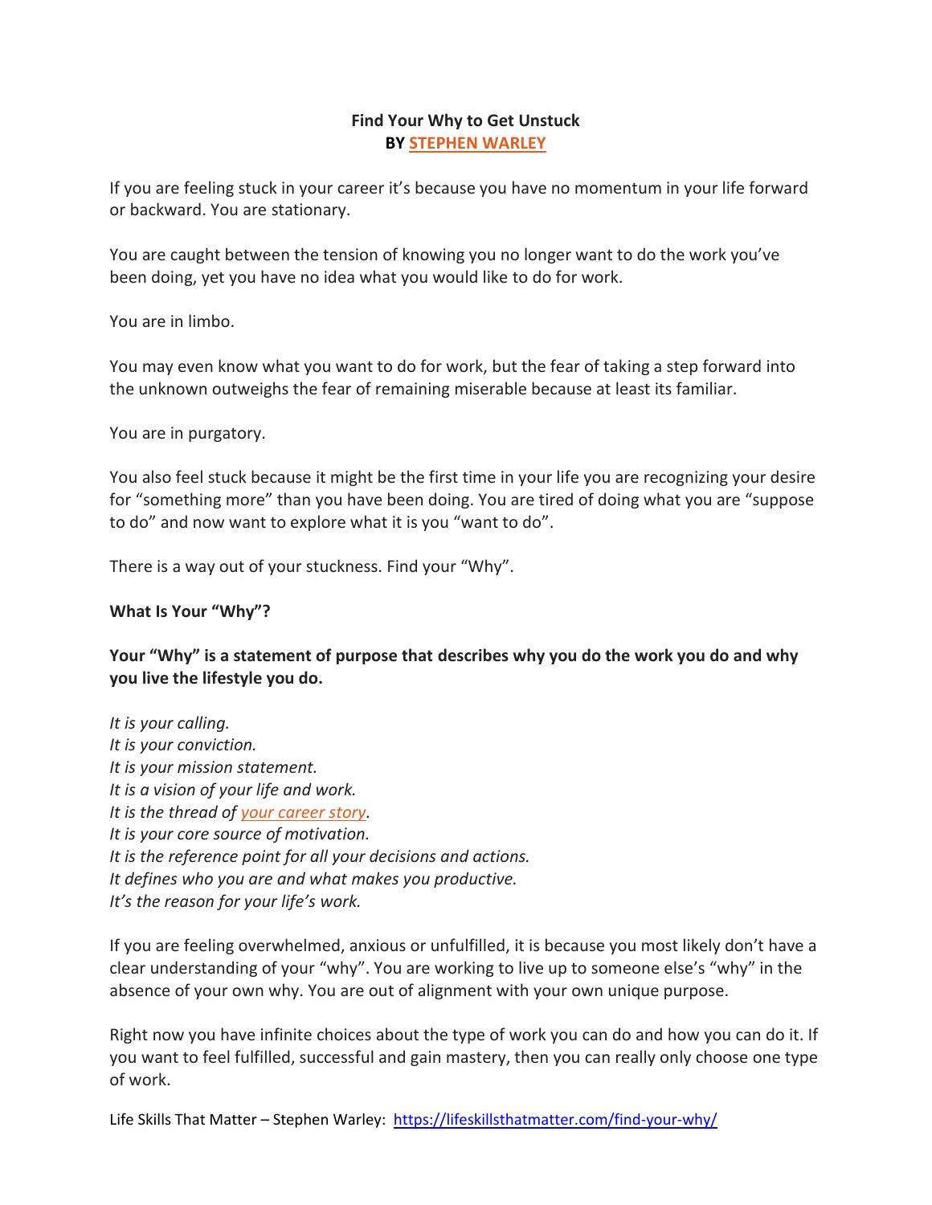# Find Your Why to Get Unstuck

**BY STEPHEN WARLEY**

If you are feeling stuck in your career it's because you have no momentum in your life forward or backward. You are stationary.

You are caught between the tension of knowing you no longer want to do the work you've been doing, yet you have no idea what you would like to do for work.

You are in limbo.

You may even know what you want to do for work, but the fear of taking a step forward into the unknown outweighs the fear of remaining miserable because at least its familiar.

You are in purgatory.

You also feel stuck because it might be the first time in your life you are recognizing your desire for "something more" than you have been doing. You are tired of doing what you are "suppose to do" and now want to explore what it is you "want to do".

There is a way out of your stuckness. Find your "Why".

## What Is Your "Why"?

**Your "Why" is a statement of purpose that describes why you do the work you do and why you live the lifestyle you do.**

*It is your calling.*
*It is your conviction.*
*It is your mission statement.*
*It is a vision of your life and work.*
*It is the thread of your career story.*
*It is your core source of motivation.*
*It is the reference point for all your decisions and actions.*
*It defines who you are and what makes you productive.*
*It's the reason for your life's work.*

If you are feeling overwhelmed, anxious or unfulfilled, it is because you most likely don't have a clear understanding of your "why". You are working to live up to someone else's "why" in the absence of your own why. You are out of alignment with your own unique purpose.

Right now you have infinite choices about the type of work you can do and how you can do it. If you want to feel fulfilled, successful and gain mastery, then you can really only choose one type of work.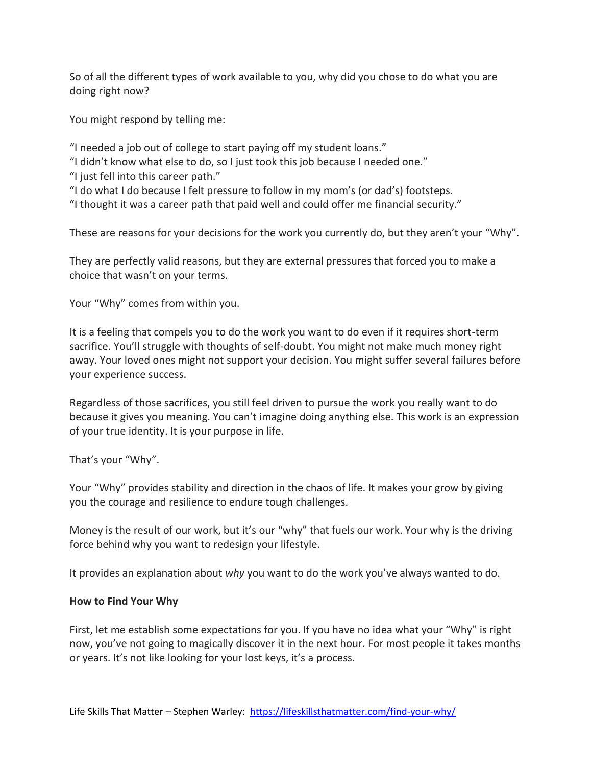So of all the different types of work available to you, why did you chose to do what you are doing right now?

You might respond by telling me:

"I needed a job out of college to start paying off my student loans."
"I didn't know what else to do, so I just took this job because I needed one."
"I just fell into this career path."
"I do what I do because I felt pressure to follow in my mom's (or dad's) footsteps.
"I thought it was a career path that paid well and could offer me financial security."

These are reasons for your decisions for the work you currently do, but they aren't your "Why".

They are perfectly valid reasons, but they are external pressures that forced you to make a choice that wasn't on your terms.

Your "Why" comes from within you.

It is a feeling that compels you to do the work you want to do even if it requires short-term sacrifice. You'll struggle with thoughts of self-doubt. You might not make much money right away. Your loved ones might not support your decision. You might suffer several failures before your experience success.

Regardless of those sacrifices, you still feel driven to pursue the work you really want to do because it gives you meaning. You can't imagine doing anything else. This work is an expression of your true identity. It is your purpose in life.

That's your "Why".

Your "Why" provides stability and direction in the chaos of life. It makes your grow by giving you the courage and resilience to endure tough challenges.

Money is the result of our work, but it's our "why" that fuels our work. Your why is the driving force behind why you want to redesign your lifestyle.

It provides an explanation about *why* you want to do the work you've always wanted to do.

**How to Find Your Why**

First, let me establish some expectations for you. If you have no idea what your "Why" is right now, you've not going to magically discover it in the next hour. For most people it takes months or years. It's not like looking for your lost keys, it's a process.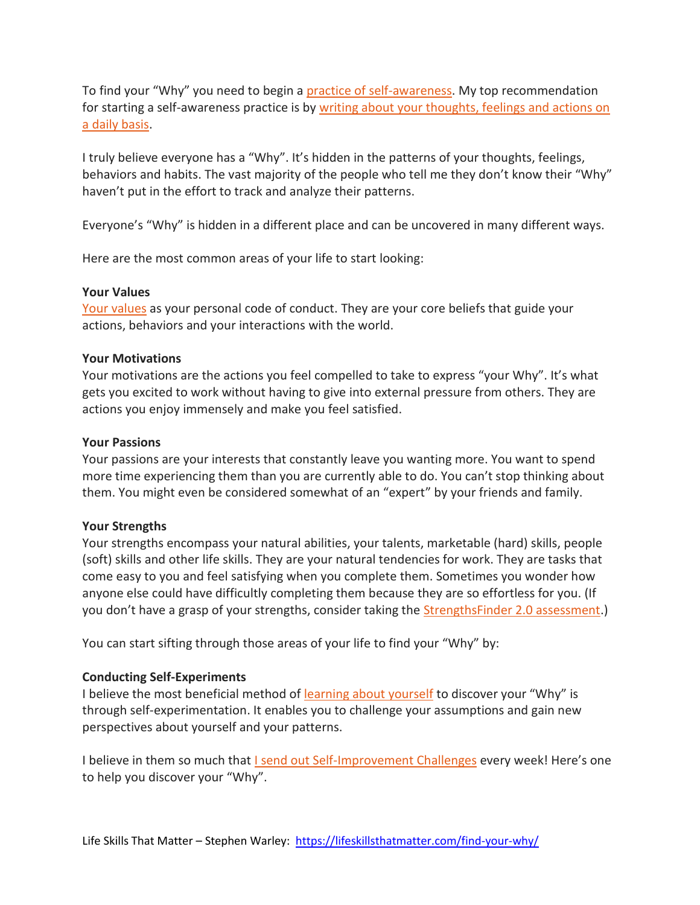To find your "Why" you need to begin a practice of self-awareness. My top recommendation for starting a self-awareness practice is by writing about your thoughts, feelings and actions on a daily basis.

I truly believe everyone has a "Why". It's hidden in the patterns of your thoughts, feelings, behaviors and habits. The vast majority of the people who tell me they don't know their "Why" haven't put in the effort to track and analyze their patterns.

Everyone's "Why" is hidden in a different place and can be uncovered in many different ways.

Here are the most common areas of your life to start looking:

**Your Values**
Your values as your personal code of conduct. They are your core beliefs that guide your actions, behaviors and your interactions with the world.

**Your Motivations**
Your motivations are the actions you feel compelled to take to express "your Why". It's what gets you excited to work without having to give into external pressure from others. They are actions you enjoy immensely and make you feel satisfied.

**Your Passions**
Your passions are your interests that constantly leave you wanting more. You want to spend more time experiencing them than you are currently able to do. You can't stop thinking about them. You might even be considered somewhat of an "expert" by your friends and family.

**Your Strengths**
Your strengths encompass your natural abilities, your talents, marketable (hard) skills, people (soft) skills and other life skills. They are your natural tendencies for work. They are tasks that come easy to you and feel satisfying when you complete them. Sometimes you wonder how anyone else could have difficultly completing them because they are so effortless for you. (If you don't have a grasp of your strengths, consider taking the StrengthsFinder 2.0 assessment.)

You can start sifting through those areas of your life to find your "Why" by:

**Conducting Self-Experiments**
I believe the most beneficial method of learning about yourself to discover your "Why" is through self-experimentation. It enables you to challenge your assumptions and gain new perspectives about yourself and your patterns.

I believe in them so much that I send out Self-Improvement Challenges every week! Here's one to help you discover your "Why".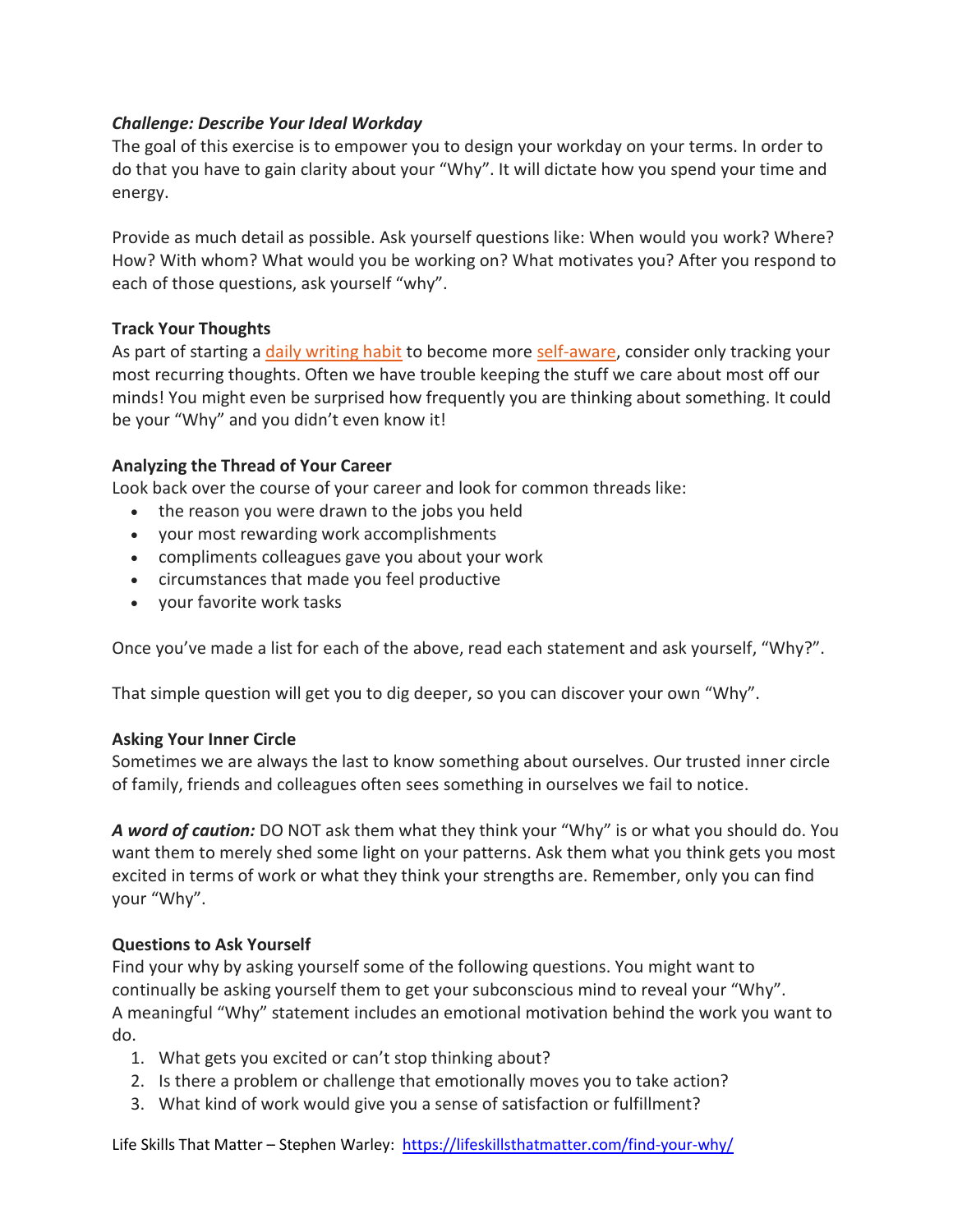### ***Challenge: Describe Your Ideal Workday***

The goal of this exercise is to empower you to design your workday on your terms. In order to do that you have to gain clarity about your "Why". It will dictate how you spend your time and energy.

Provide as much detail as possible. Ask yourself questions like: When would you work? Where? How? With whom? What would you be working on? What motivates you? After you respond to each of those questions, ask yourself "why".

### **Track Your Thoughts**

As part of starting a daily writing habit to become more self-aware, consider only tracking your most recurring thoughts. Often we have trouble keeping the stuff we care about most off our minds! You might even be surprised how frequently you are thinking about something. It could be your "Why" and you didn't even know it!

### **Analyzing the Thread of Your Career**

Look back over the course of your career and look for common threads like:

- the reason you were drawn to the jobs you held
- your most rewarding work accomplishments
- compliments colleagues gave you about your work
- circumstances that made you feel productive
- your favorite work tasks

Once you've made a list for each of the above, read each statement and ask yourself, "Why?".

That simple question will get you to dig deeper, so you can discover your own "Why".

### **Asking Your Inner Circle**

Sometimes we are always the last to know something about ourselves. Our trusted inner circle of family, friends and colleagues often sees something in ourselves we fail to notice.

***A word of caution:*** DO NOT ask them what they think your "Why" is or what you should do. You want them to merely shed some light on your patterns. Ask them what you think gets you most excited in terms of work or what they think your strengths are. Remember, only you can find your "Why".

### **Questions to Ask Yourself**

Find your why by asking yourself some of the following questions. You might want to continually be asking yourself them to get your subconscious mind to reveal your "Why".
A meaningful "Why" statement includes an emotional motivation behind the work you want to do.

1. What gets you excited or can't stop thinking about?
2. Is there a problem or challenge that emotionally moves you to take action?
3. What kind of work would give you a sense of satisfaction or fulfillment?

Life Skills That Matter – Stephen Warley: https://lifeskillsthatmatter.com/find-your-why/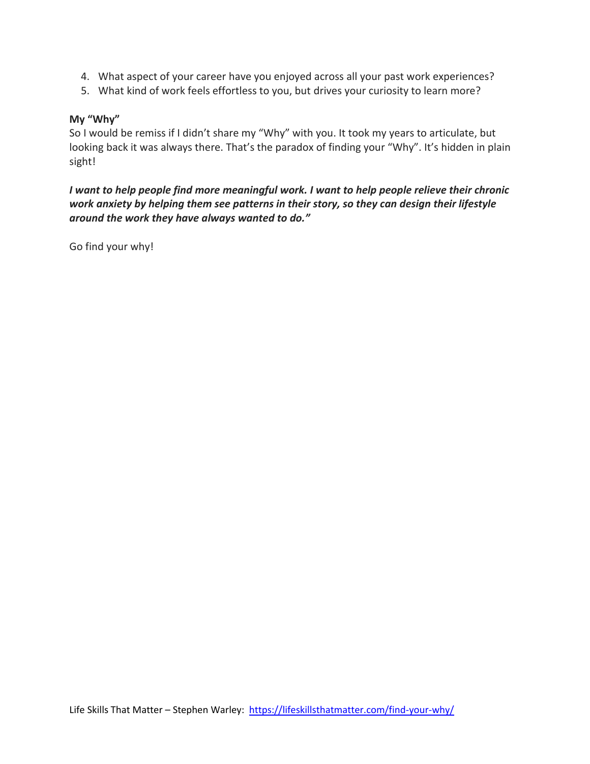4. What aspect of your career have you enjoyed across all your past work experiences?
5. What kind of work feels effortless to you, but drives your curiosity to learn more?

**My “Why”**

So I would be remiss if I didn’t share my “Why” with you. It took my years to articulate, but looking back it was always there. That’s the paradox of finding your “Why”. It’s hidden in plain sight!

***I want to help people find more meaningful work. I want to help people relieve their chronic work anxiety by helping them see patterns in their story, so they can design their lifestyle around the work they have always wanted to do.”***

Go find your why!